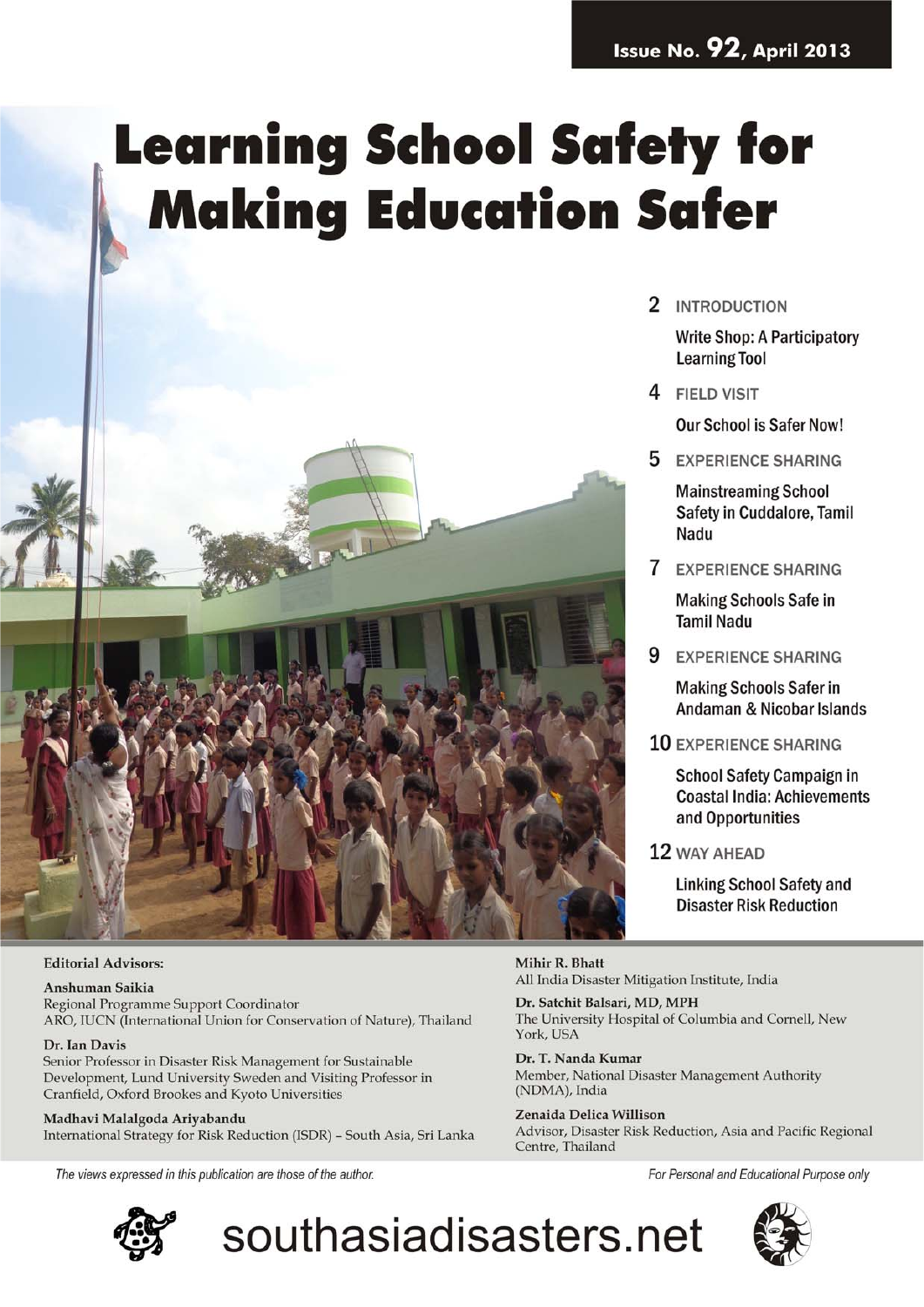Issue No. 92, April 2013

# Learning School Safety for Making Education Safer

2 INTRODUCTION

**Write Shop: A Participatory Learning Tool**

4 FIELD VISIT

**Our School is Safer Now!**

5 EXPERIENCE SHARING

**Mainstreaming School Safety in Cuddalore, Tamil Nadu**

7 EXPERIENCE SHARING

**Making Schools Safe in Tamil Nadu**

9 EXPERIENCE SHARING

**Making Schools Safer in Andaman & Nicobar Islands**

10 EXPERIENCE SHARING

**School Safety Campaign in Coastal India: Achievements and Opportunities**

12 WAY AHEAD

**Linking School Safety and Disaster Risk Reduction**

Editorial Advisors:

**Anshuman Saikia**
Regional Programme Support Coordinator
ARO, IUCN (International Union for Conservation of Nature), Thailand

**Dr. Ian Davis**
Senior Professor in Disaster Risk Management for Sustainable Development, Lund University Sweden and Visiting Professor in Cranfield, Oxford Brookes and Kyoto Universities

**Madhavi Malalgoda Ariyabandu**
International Strategy for Risk Reduction (ISDR) – South Asia, Sri Lanka

**Mihir R. Bhatt**
All India Disaster Mitigation Institute, India

**Dr. Satchit Balsari, MD, MPH**
The University Hospital of Columbia and Cornell, New York, USA

**Dr. T. Nanda Kumar**
Member, National Disaster Management Authority (NDMA), India

**Zenaida Delica Willison**
Advisor, Disaster Risk Reduction, Asia and Pacific Regional Centre, Thailand

*The views expressed in this publication are those of the author.*

*For Personal and Educational Purpose only*

southasiadisasters.net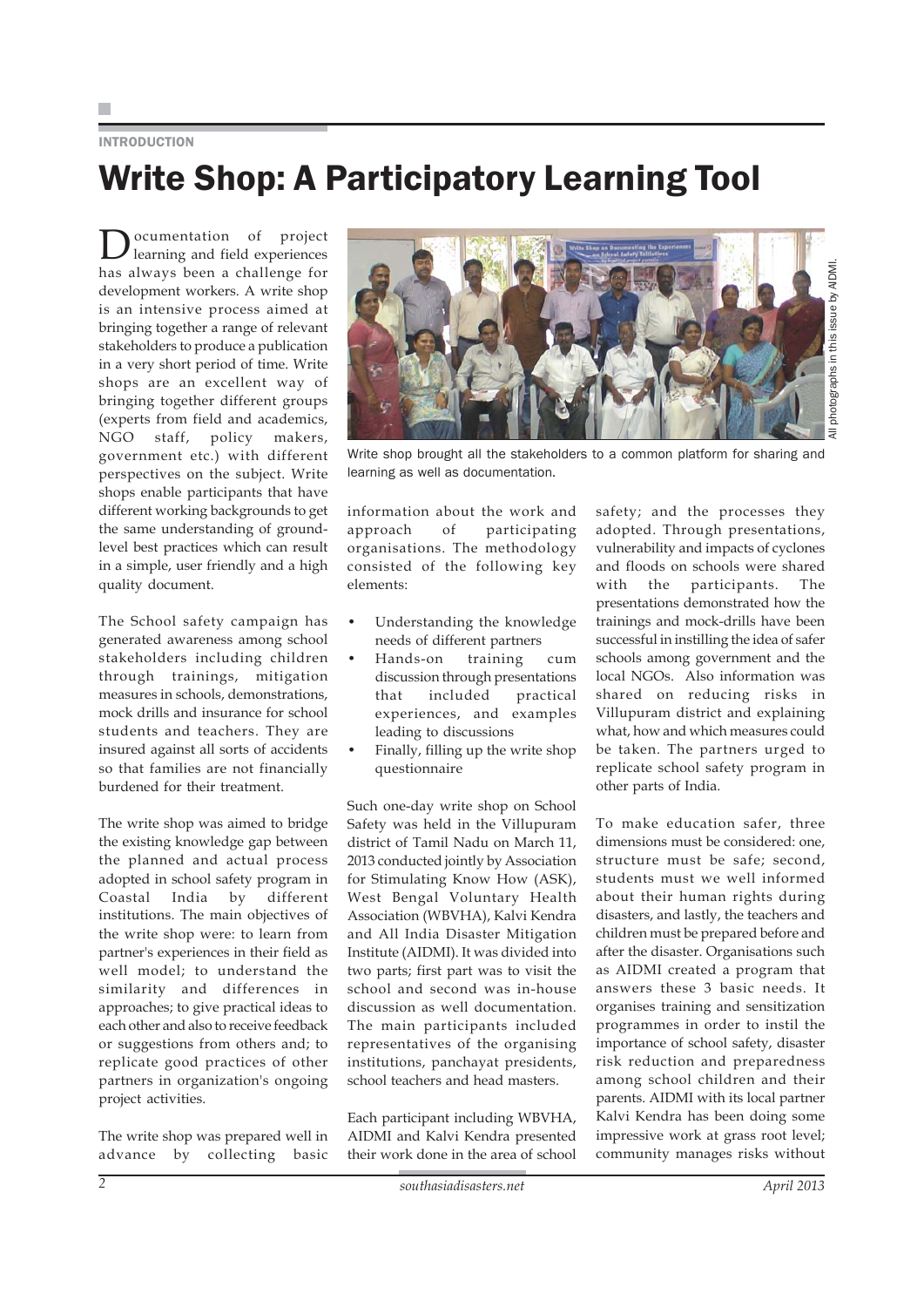INTRODUCTION

# Write Shop: A Participatory Learning Tool

Documentation of project learning and field experiences has always been a challenge for development workers. A write shop is an intensive process aimed at bringing together a range of relevant stakeholders to produce a publication in a very short period of time. Write shops are an excellent way of bringing together different groups (experts from field and academics, NGO staff, policy makers, government etc.) with different perspectives on the subject. Write shops enable participants that have different working backgrounds to get the same understanding of ground-level best practices which can result in a simple, user friendly and a high quality document.

The School safety campaign has generated awareness among school stakeholders including children through trainings, mitigation measures in schools, demonstrations, mock drills and insurance for school students and teachers. They are insured against all sorts of accidents so that families are not financially burdened for their treatment.

The write shop was aimed to bridge the existing knowledge gap between the planned and actual process adopted in school safety program in Coastal India by different institutions. The main objectives of the write shop were: to learn from partner's experiences in their field as well model; to understand the similarity and differences in approaches; to give practical ideas to each other and also to receive feedback or suggestions from others and; to replicate good practices of other partners in organization's ongoing project activities.

The write shop was prepared well in advance by collecting basic information about the work and approach of participating organisations. The methodology consisted of the following key elements:

- Understanding the knowledge needs of different partners
- Hands-on training cum discussion through presentations that included practical experiences, and examples leading to discussions
- Finally, filling up the write shop questionnaire

Such one-day write shop on School Safety was held in the Villupuram district of Tamil Nadu on March 11, 2013 conducted jointly by Association for Stimulating Know How (ASK), West Bengal Voluntary Health Association (WBVHA), Kalvi Kendra and All India Disaster Mitigation Institute (AIDMI). It was divided into two parts; first part was to visit the school and second was in-house discussion as well documentation. The main participants included representatives of the organising institutions, panchayat presidents, school teachers and head masters.

Each participant including WBVHA, AIDMI and Kalvi Kendra presented their work done in the area of school safety; and the processes they adopted. Through presentations, vulnerability and impacts of cyclones and floods on schools were shared with the participants. The presentations demonstrated how the trainings and mock-drills have been successful in instilling the idea of safer schools among government and the local NGOs. Also information was shared on reducing risks in Villupuram district and explaining what, how and which measures could be taken. The partners urged to replicate school safety program in other parts of India.

Write shop brought all the stakeholders to a common platform for sharing and learning as well as documentation.

All photographs in this issue by AIDMI.

To make education safer, three dimensions must be considered: one, structure must be safe; second, students must we well informed about their human rights during disasters, and lastly, the teachers and children must be prepared before and after the disaster. Organisations such as AIDMI created a program that answers these 3 basic needs. It organises training and sensitization programmes in order to instil the importance of school safety, disaster risk reduction and preparedness among school children and their parents. AIDMI with its local partner Kalvi Kendra has been doing some impressive work at grass root level; community manages risks without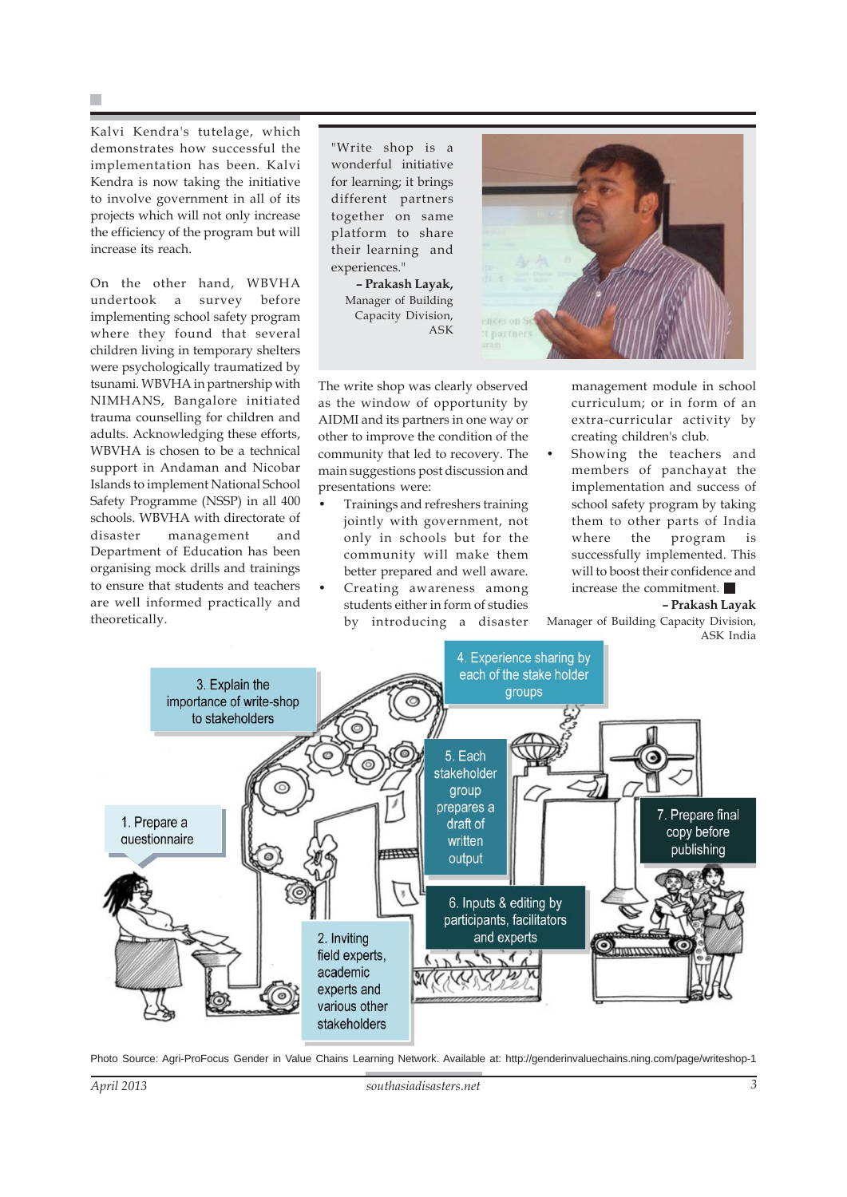Kalvi Kendra's tutelage, which demonstrates how successful the implementation has been. Kalvi Kendra is now taking the initiative to involve government in all of its projects which will not only increase the efficiency of the program but will increase its reach.

On the other hand, WBVHA undertook a survey before implementing school safety program where they found that several children living in temporary shelters were psychologically traumatized by tsunami. WBVHA in partnership with NIMHANS, Bangalore initiated trauma counselling for children and adults. Acknowledging these efforts, WBVHA is chosen to be a technical support in Andaman and Nicobar Islands to implement National School Safety Programme (NSSP) in all 400 schools. WBVHA with directorate of disaster management and Department of Education has been organising mock drills and trainings to ensure that students and teachers are well informed practically and theoretically.

> "Write shop is a wonderful initiative for learning; it brings different partners together on same platform to share their learning and experiences."
>
> **– Prakash Layak,** Manager of Building Capacity Division, ASK

The write shop was clearly observed as the window of opportunity by AIDMI and its partners in one way or other to improve the condition of the community that led to recovery. The main suggestions post discussion and presentations were:

- Trainings and refreshers training jointly with government, not only in schools but for the community will make them better prepared and well aware.
- Creating awareness among students either in form of studies by introducing a disaster management module in school curriculum; or in form of an extra-curricular activity by creating children's club.
- Showing the teachers and members of panchayat the implementation and success of school safety program by taking them to other parts of India where the program is successfully implemented. This will to boost their confidence and increase the commitment. ■

**– Prakash Layak**
Manager of Building Capacity Division, ASK India

1. Prepare a questionnaire
2. Inviting field experts, academic experts and various other stakeholders
3. Explain the importance of write-shop to stakeholders
4. Experience sharing by each of the stake holder groups
5. Each stakeholder group prepares a draft of written output
6. Inputs & editing by participants, facilitators and experts
7. Prepare final copy before publishing

Photo Source: Agri-ProFocus Gender in Value Chains Learning Network. Available at: http://genderinvaluechains.ning.com/page/writeshop-1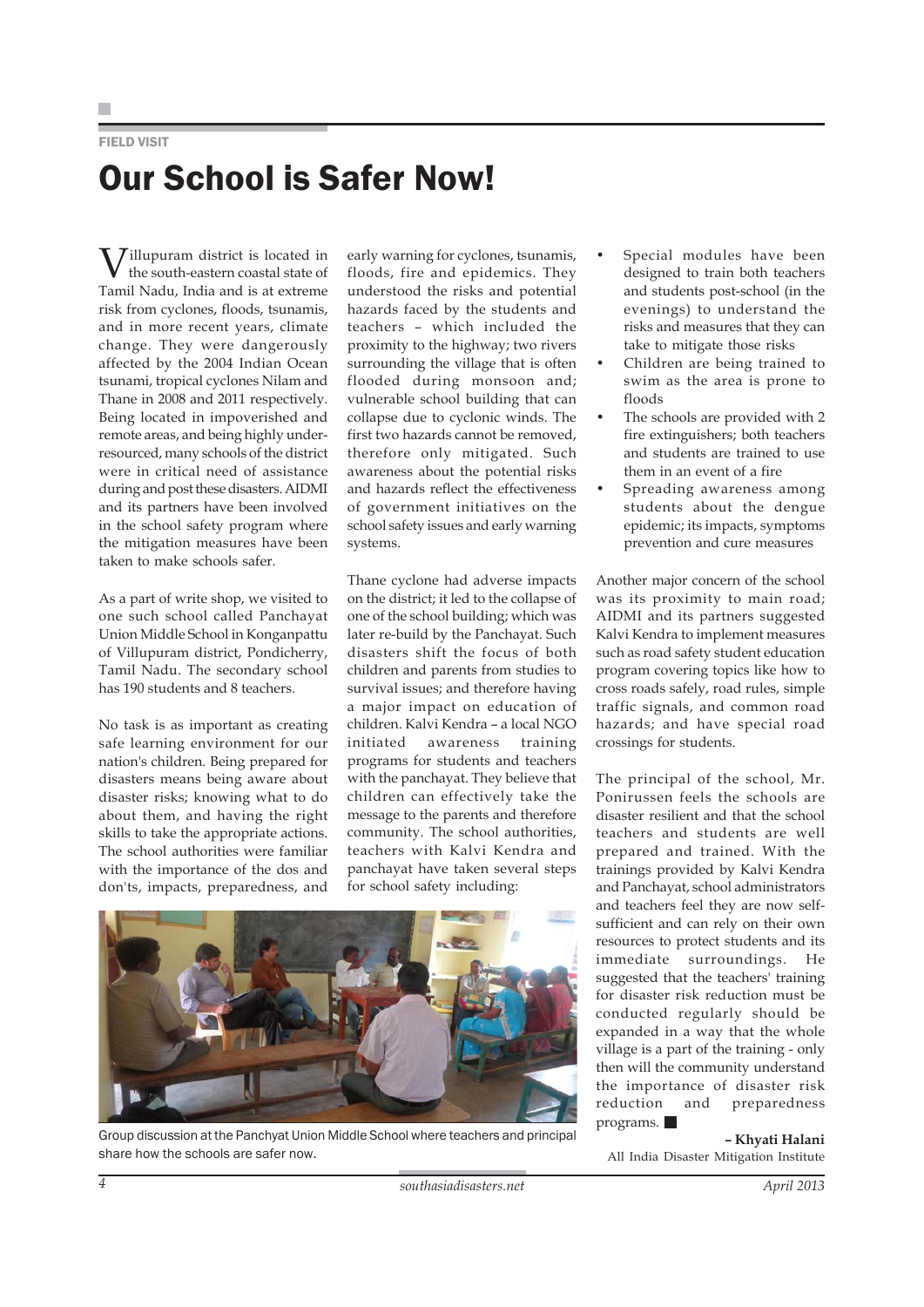FIELD VISIT

# Our School is Safer Now!

Villupuram district is located in the south-eastern coastal state of Tamil Nadu, India and is at extreme risk from cyclones, floods, tsunamis, and in more recent years, climate change. They were dangerously affected by the 2004 Indian Ocean tsunami, tropical cyclones Nilam and Thane in 2008 and 2011 respectively. Being located in impoverished and remote areas, and being highly under-resourced, many schools of the district were in critical need of assistance during and post these disasters. AIDMI and its partners have been involved in the school safety program where the mitigation measures have been taken to make schools safer.

As a part of write shop, we visited to one such school called Panchayat Union Middle School in Konganpattu of Villupuram district, Pondicherry, Tamil Nadu. The secondary school has 190 students and 8 teachers.

No task is as important as creating safe learning environment for our nation's children. Being prepared for disasters means being aware about disaster risks; knowing what to do about them, and having the right skills to take the appropriate actions. The school authorities were familiar with the importance of the dos and don'ts, impacts, preparedness, and early warning for cyclones, tsunamis, floods, fire and epidemics. They understood the risks and potential hazards faced by the students and teachers – which included the proximity to the highway; two rivers surrounding the village that is often flooded during monsoon and; vulnerable school building that can collapse due to cyclonic winds. The first two hazards cannot be removed, therefore only mitigated. Such awareness about the potential risks and hazards reflect the effectiveness of government initiatives on the school safety issues and early warning systems.

Thane cyclone had adverse impacts on the district; it led to the collapse of one of the school building; which was later re-build by the Panchayat. Such disasters shift the focus of both children and parents from studies to survival issues; and therefore having a major impact on education of children. Kalvi Kendra – a local NGO initiated awareness training programs for students and teachers with the panchayat. They believe that children can effectively take the message to the parents and therefore community. The school authorities, teachers with Kalvi Kendra and panchayat have taken several steps for school safety including:

- Special modules have been designed to train both teachers and students post-school (in the evenings) to understand the risks and measures that they can take to mitigate those risks
- Children are being trained to swim as the area is prone to floods
- The schools are provided with 2 fire extinguishers; both teachers and students are trained to use them in an event of a fire
- Spreading awareness among students about the dengue epidemic; its impacts, symptoms prevention and cure measures

Another major concern of the school was its proximity to main road; AIDMI and its partners suggested Kalvi Kendra to implement measures such as road safety student education program covering topics like how to cross roads safely, road rules, simple traffic signals, and common road hazards; and have special road crossings for students.

The principal of the school, Mr. Ponirussen feels the schools are disaster resilient and that the school teachers and students are well prepared and trained. With the trainings provided by Kalvi Kendra and Panchayat, school administrators and teachers feel they are now self-sufficient and can rely on their own resources to protect students and its immediate surroundings. He suggested that the teachers' training for disaster risk reduction must be conducted regularly should be expanded in a way that the whole village is a part of the training - only then will the community understand the importance of disaster risk reduction and preparedness programs. ■

Group discussion at the Panchyat Union Middle School where teachers and principal share how the schools are safer now.

**– Khyati Halani**
All India Disaster Mitigation Institute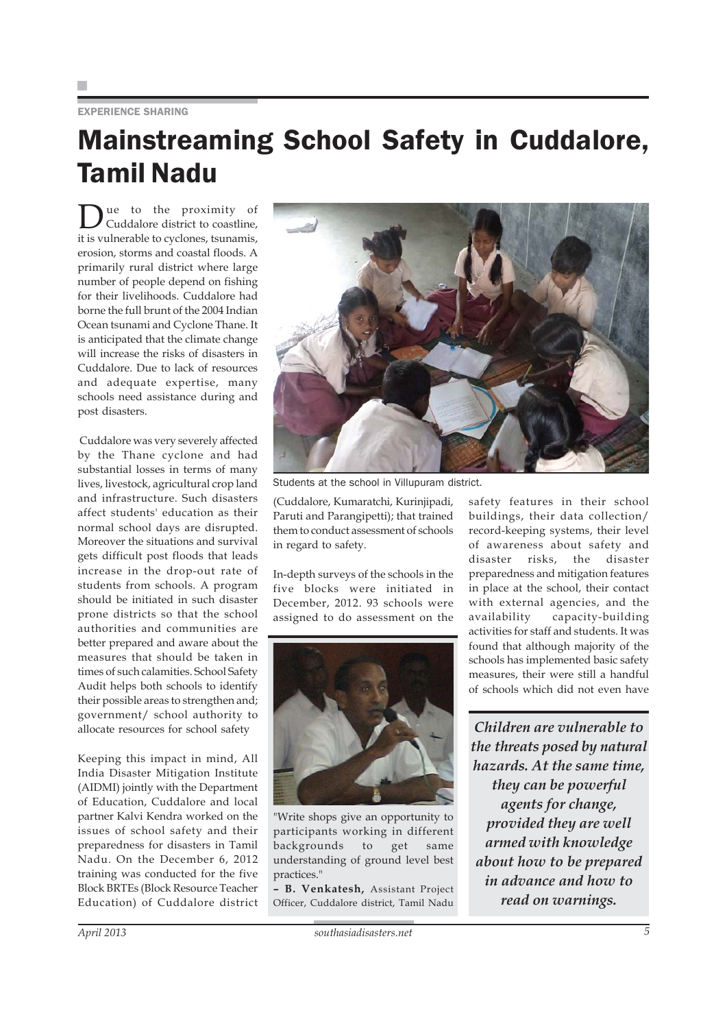EXPERIENCE SHARING

# Mainstreaming School Safety in Cuddalore, Tamil Nadu

Due to the proximity of Cuddalore district to coastline, it is vulnerable to cyclones, tsunamis, erosion, storms and coastal floods. A primarily rural district where large number of people depend on fishing for their livelihoods. Cuddalore had borne the full brunt of the 2004 Indian Ocean tsunami and Cyclone Thane. It is anticipated that the climate change will increase the risks of disasters in Cuddalore. Due to lack of resources and adequate expertise, many schools need assistance during and post disasters.

Cuddalore was very severely affected by the Thane cyclone and had substantial losses in terms of many lives, livestock, agricultural crop land and infrastructure. Such disasters affect students' education as their normal school days are disrupted. Moreover the situations and survival gets difficult post floods that leads increase in the drop-out rate of students from schools. A program should be initiated in such disaster prone districts so that the school authorities and communities are better prepared and aware about the measures that should be taken in times of such calamities. School Safety Audit helps both schools to identify their possible areas to strengthen and; government/ school authority to allocate resources for school safety

Keeping this impact in mind, All India Disaster Mitigation Institute (AIDMI) jointly with the Department of Education, Cuddalore and local partner Kalvi Kendra worked on the issues of school safety and their preparedness for disasters in Tamil Nadu. On the December 6, 2012 training was conducted for the five Block BRTEs (Block Resource Teacher Education) of Cuddalore district (Cuddalore, Kumaratchi, Kurinjipadi, Paruti and Parangipetti); that trained them to conduct assessment of schools in regard to safety.

Students at the school in Villupuram district.

In-depth surveys of the schools in the five blocks were initiated in December, 2012. 93 schools were assigned to do assessment on the safety features in their school buildings, their data collection/ record-keeping systems, their level of awareness about safety and disaster risks, the disaster preparedness and mitigation features in place at the school, their contact with external agencies, and the availability capacity-building activities for staff and students. It was found that although majority of the schools has implemented basic safety measures, their were still a handful of schools which did not even have

"Write shops give an opportunity to participants working in different backgrounds to get same understanding of ground level best practices."

– **B. Venkatesh,** Assistant Project Officer, Cuddalore district, Tamil Nadu

***Children are vulnerable to the threats posed by natural hazards. At the same time, they can be powerful agents for change, provided they are well armed with knowledge about how to be prepared in advance and how to read on warnings.***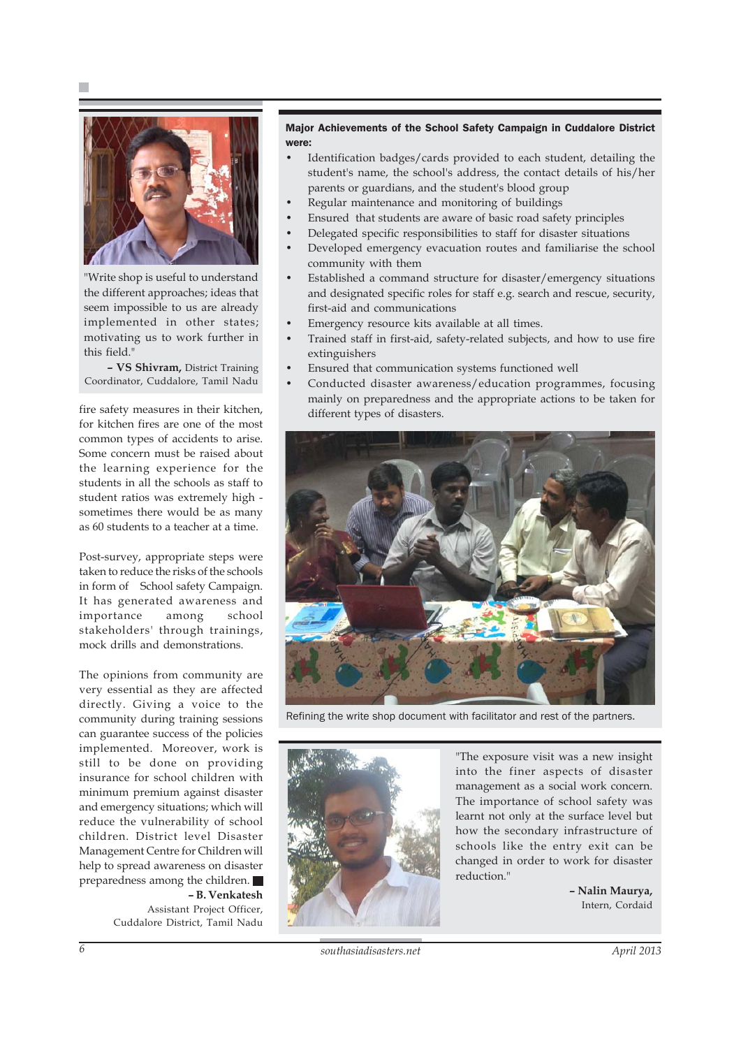"Write shop is useful to understand the different approaches; ideas that seem impossible to us are already implemented in other states; motivating us to work further in this field."

**– VS Shivram,** District Training Coordinator, Cuddalore, Tamil Nadu

fire safety measures in their kitchen, for kitchen fires are one of the most common types of accidents to arise. Some concern must be raised about the learning experience for the students in all the schools as staff to student ratios was extremely high - sometimes there would be as many as 60 students to a teacher at a time.

Post-survey, appropriate steps were taken to reduce the risks of the schools in form of School safety Campaign. It has generated awareness and importance among school stakeholders' through trainings, mock drills and demonstrations.

The opinions from community are very essential as they are affected directly. Giving a voice to the community during training sessions can guarantee success of the policies implemented. Moreover, work is still to be done on providing insurance for school children with minimum premium against disaster and emergency situations; which will reduce the vulnerability of school children. District level Disaster Management Centre for Children will help to spread awareness on disaster preparedness among the children. ■

**– B. Venkatesh**
Assistant Project Officer,
Cuddalore District, Tamil Nadu

**Major Achievements of the School Safety Campaign in Cuddalore District were:**

- Identification badges/cards provided to each student, detailing the student's name, the school's address, the contact details of his/her parents or guardians, and the student's blood group
- Regular maintenance and monitoring of buildings
- Ensured that students are aware of basic road safety principles
- Delegated specific responsibilities to staff for disaster situations
- Developed emergency evacuation routes and familiarise the school community with them
- Established a command structure for disaster/emergency situations and designated specific roles for staff e.g. search and rescue, security, first-aid and communications
- Emergency resource kits available at all times.
- Trained staff in first-aid, safety-related subjects, and how to use fire extinguishers
- Ensured that communication systems functioned well
- Conducted disaster awareness/education programmes, focusing mainly on preparedness and the appropriate actions to be taken for different types of disasters.

Refining the write shop document with facilitator and rest of the partners.

"The exposure visit was a new insight into the finer aspects of disaster management as a social work concern. The importance of school safety was learnt not only at the surface level but how the secondary infrastructure of schools like the entry exit can be changed in order to work for disaster reduction."

**– Nalin Maurya,**
Intern, Cordaid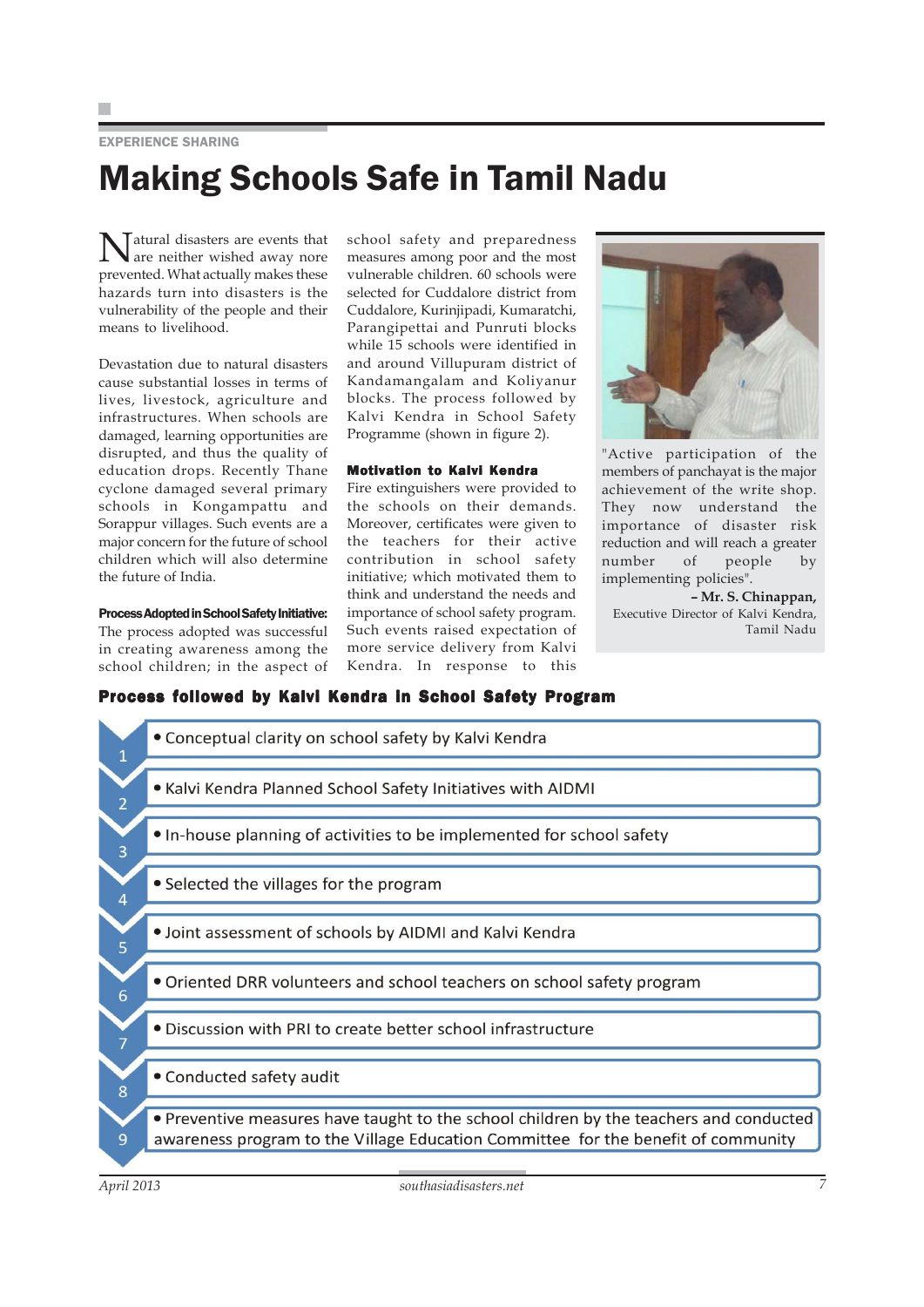EXPERIENCE SHARING

# Making Schools Safe in Tamil Nadu

Natural disasters are events that are neither wished away nore prevented. What actually makes these hazards turn into disasters is the vulnerability of the people and their means to livelihood.

Devastation due to natural disasters cause substantial losses in terms of lives, livestock, agriculture and infrastructures. When schools are damaged, learning opportunities are disrupted, and thus the quality of education drops. Recently Thane cyclone damaged several primary schools in Kongampattu and Sorappur villages. Such events are a major concern for the future of school children which will also determine the future of India.

**Process Adopted in School Safety Initiative:** The process adopted was successful in creating awareness among the school children; in the aspect of school safety and preparedness measures among poor and the most vulnerable children. 60 schools were selected for Cuddalore district from Cuddalore, Kurinjipadi, Kumaratchi, Parangipettai and Punruti blocks while 15 schools were identified in and around Villupuram district of Kandamangalam and Koliyanur blocks. The process followed by Kalvi Kendra in School Safety Programme (shown in figure 2).

**Motivation to Kalvi Kendra**

Fire extinguishers were provided to the schools on their demands. Moreover, certificates were given to the teachers for their active contribution in school safety initiative; which motivated them to think and understand the needs and importance of school safety program. Such events raised expectation of more service delivery from Kalvi Kendra. In response to this

"Active participation of the members of panchayat is the major achievement of the write shop. They now understand the importance of disaster risk reduction and will reach a greater number of people by implementing policies".

**– Mr. S. Chinappan,**
Executive Director of Kalvi Kendra, Tamil Nadu

**Process followed by Kalvi Kendra in School Safety Program**

1. Conceptual clarity on school safety by Kalvi Kendra
2. Kalvi Kendra Planned School Safety Initiatives with AIDMI
3. In-house planning of activities to be implemented for school safety
4. Selected the villages for the program
5. Joint assessment of schools by AIDMI and Kalvi Kendra
6. Oriented DRR volunteers and school teachers on school safety program
7. Discussion with PRI to create better school infrastructure
8. Conducted safety audit
9. Preventive measures have taught to the school children by the teachers and conducted awareness program to the Village Education Committee for the benefit of community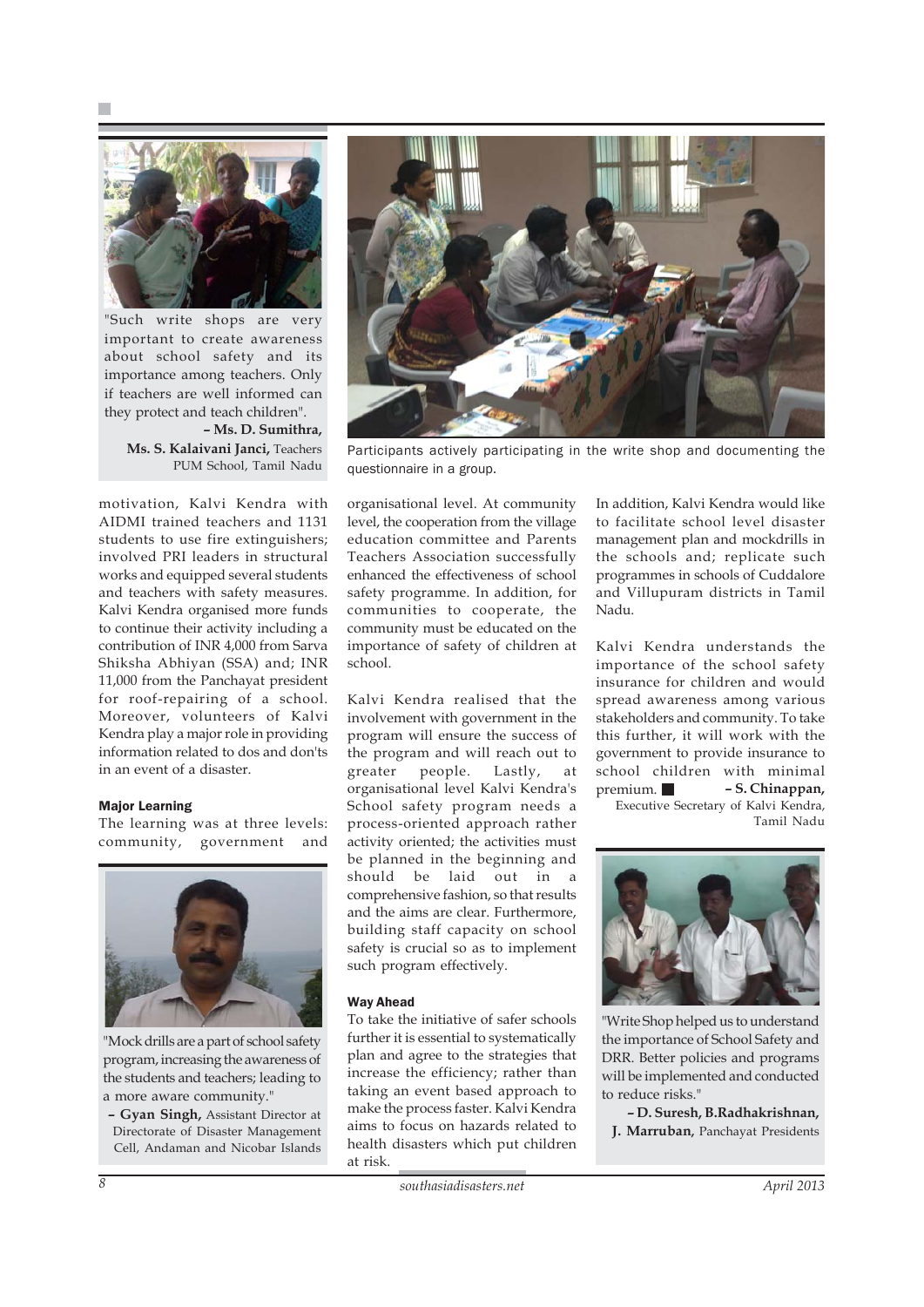"Such write shops are very important to create awareness about school safety and its importance among teachers. Only if teachers are well informed can they protect and teach children".

**– Ms. D. Sumithra, Ms. S. Kalaivani Janci,** Teachers PUM School, Tamil Nadu

Participants actively participating in the write shop and documenting the questionnaire in a group.

motivation, Kalvi Kendra with AIDMI trained teachers and 1131 students to use fire extinguishers; involved PRI leaders in structural works and equipped several students and teachers with safety measures. Kalvi Kendra organised more funds to continue their activity including a contribution of INR 4,000 from Sarva Shiksha Abhiyan (SSA) and; INR 11,000 from the Panchayat president for roof-repairing of a school. Moreover, volunteers of Kalvi Kendra play a major role in providing information related to dos and don'ts in an event of a disaster.

### Major Learning

The learning was at three levels: community, government and organisational level. At community level, the cooperation from the village education committee and Parents Teachers Association successfully enhanced the effectiveness of school safety programme. In addition, for communities to cooperate, the community must be educated on the importance of safety of children at school.

Kalvi Kendra realised that the involvement with government in the program will ensure the success of the program and will reach out to greater people. Lastly, at organisational level Kalvi Kendra's School safety program needs a process-oriented approach rather activity oriented; the activities must be planned in the beginning and should be laid out in a comprehensive fashion, so that results and the aims are clear. Furthermore, building staff capacity on school safety is crucial so as to implement such program effectively.

"Mock drills are a part of school safety program, increasing the awareness of the students and teachers; leading to a more aware community."

**– Gyan Singh,** Assistant Director at Directorate of Disaster Management Cell, Andaman and Nicobar Islands

### Way Ahead

To take the initiative of safer schools further it is essential to systematically plan and agree to the strategies that increase the efficiency; rather than taking an event based approach to make the process faster. Kalvi Kendra aims to focus on hazards related to health disasters which put children at risk.

In addition, Kalvi Kendra would like to facilitate school level disaster management plan and mockdrills in the schools and; replicate such programmes in schools of Cuddalore and Villupuram districts in Tamil Nadu.

Kalvi Kendra understands the importance of the school safety insurance for children and would spread awareness among various stakeholders and community. To take this further, it will work with the government to provide insurance to school children with minimal premium. ■

**– S. Chinappan,** Executive Secretary of Kalvi Kendra, Tamil Nadu

"Write Shop helped us to understand the importance of School Safety and DRR. Better policies and programs will be implemented and conducted to reduce risks."

**– D. Suresh, B.Radhakrishnan, J. Marruban,** Panchayat Presidents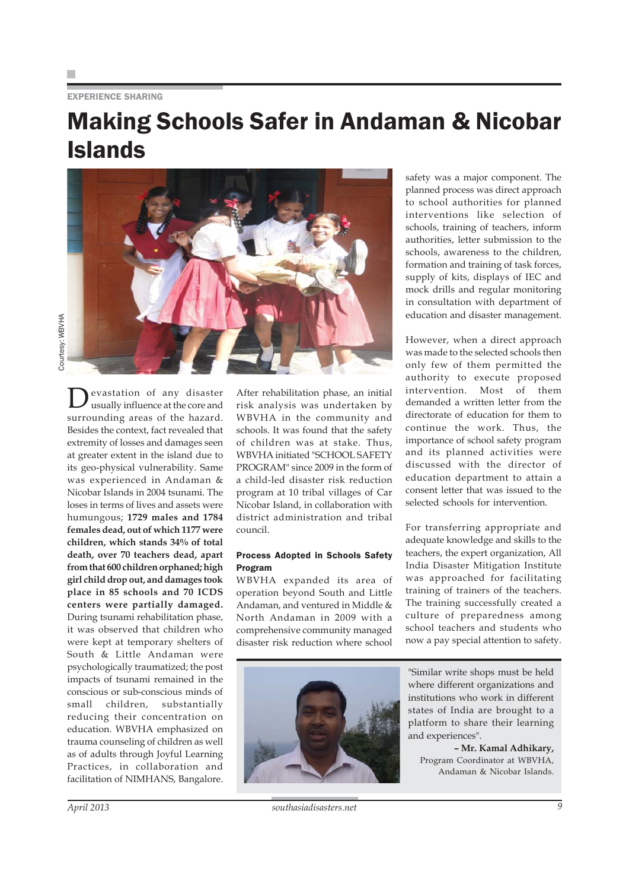EXPERIENCE SHARING

# Making Schools Safer in Andaman & Nicobar Islands

Courtesy: WBVHA

Devastation of any disaster usually influence at the core and surrounding areas of the hazard. Besides the context, fact revealed that extremity of losses and damages seen at greater extent in the island due to its geo-physical vulnerability. Same was experienced in Andaman & Nicobar Islands in 2004 tsunami. The loses in terms of lives and assets were humungous; **1729 males and 1784 females dead, out of which 1177 were children, which stands 34% of total death, over 70 teachers dead, apart from that 600 children orphaned; high girl child drop out, and damages took place in 85 schools and 70 ICDS centers were partially damaged.** During tsunami rehabilitation phase, it was observed that children who were kept at temporary shelters of South & Little Andaman were psychologically traumatized; the post impacts of tsunami remained in the conscious or sub-conscious minds of small children, substantially reducing their concentration on education. WBVHA emphasized on trauma counseling of children as well as of adults through Joyful Learning Practices, in collaboration and facilitation of NIMHANS, Bangalore.

After rehabilitation phase, an initial risk analysis was undertaken by WBVHA in the community and schools. It was found that the safety of children was at stake. Thus, WBVHA initiated "SCHOOL SAFETY PROGRAM" since 2009 in the form of a child-led disaster risk reduction program at 10 tribal villages of Car Nicobar Island, in collaboration with district administration and tribal council.

### Process Adopted in Schools Safety Program

WBVHA expanded its area of operation beyond South and Little Andaman, and ventured in Middle & North Andaman in 2009 with a comprehensive community managed disaster risk reduction where school safety was a major component. The planned process was direct approach to school authorities for planned interventions like selection of schools, training of teachers, inform authorities, letter submission to the schools, awareness to the children, formation and training of task forces, supply of kits, displays of IEC and mock drills and regular monitoring in consultation with department of education and disaster management.

However, when a direct approach was made to the selected schools then only few of them permitted the authority to execute proposed intervention. Most of them demanded a written letter from the directorate of education for them to continue the work. Thus, the importance of school safety program and its planned activities were discussed with the director of education department to attain a consent letter that was issued to the selected schools for intervention.

For transferring appropriate and adequate knowledge and skills to the teachers, the expert organization, All India Disaster Mitigation Institute was approached for facilitating training of trainers of the teachers. The training successfully created a culture of preparedness among school teachers and students who now a pay special attention to safety.

"Similar write shops must be held where different organizations and institutions who work in different states of India are brought to a platform to share their learning and experiences".

**– Mr. Kamal Adhikary,**
Program Coordinator at WBVHA, Andaman & Nicobar Islands.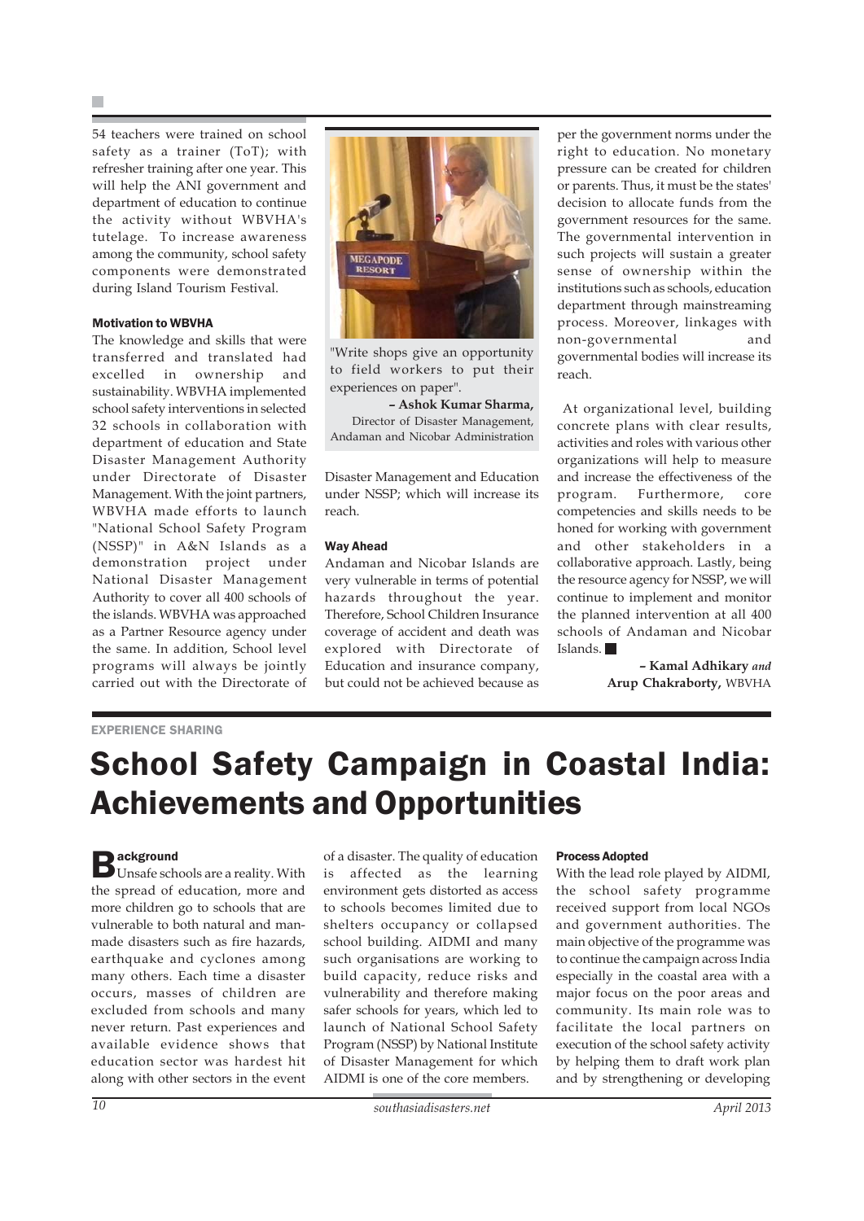54 teachers were trained on school safety as a trainer (ToT); with refresher training after one year. This will help the ANI government and department of education to continue the activity without WBVHA's tutelage. To increase awareness among the community, school safety components were demonstrated during Island Tourism Festival.

#### Motivation to WBVHA

The knowledge and skills that were transferred and translated had excelled in ownership and sustainability. WBVHA implemented school safety interventions in selected 32 schools in collaboration with department of education and State Disaster Management Authority under Directorate of Disaster Management. With the joint partners, WBVHA made efforts to launch "National School Safety Program (NSSP)" in A&N Islands as a demonstration project under National Disaster Management Authority to cover all 400 schools of the islands. WBVHA was approached as a Partner Resource agency under the same. In addition, School level programs will always be jointly carried out with the Directorate of Disaster Management and Education under NSSP; which will increase its reach.

"Write shops give an opportunity to field workers to put their experiences on paper".
**– Ashok Kumar Sharma,** Director of Disaster Management, Andaman and Nicobar Administration

#### Way Ahead

Andaman and Nicobar Islands are very vulnerable in terms of potential hazards throughout the year. Therefore, School Children Insurance coverage of accident and death was explored with Directorate of Education and insurance company, but could not be achieved because as per the government norms under the right to education. No monetary pressure can be created for children or parents. Thus, it must be the states' decision to allocate funds from the government resources for the same. The governmental intervention in such projects will sustain a greater sense of ownership within the institutions such as schools, education department through mainstreaming process. Moreover, linkages with non-governmental and governmental bodies will increase its reach.

At organizational level, building concrete plans with clear results, activities and roles with various other organizations will help to measure and increase the effectiveness of the program. Furthermore, core competencies and skills needs to be honed for working with government and other stakeholders in a collaborative approach. Lastly, being the resource agency for NSSP, we will continue to implement and monitor the planned intervention at all 400 schools of Andaman and Nicobar Islands. ■

**– Kamal Adhikary** *and* **Arup Chakraborty,** WBVHA

EXPERIENCE SHARING

# School Safety Campaign in Coastal India: Achievements and Opportunities

#### Background

Unsafe schools are a reality. With the spread of education, more and more children go to schools that are vulnerable to both natural and man-made disasters such as fire hazards, earthquake and cyclones among many others. Each time a disaster occurs, masses of children are excluded from schools and many never return. Past experiences and available evidence shows that education sector was hardest hit along with other sectors in the event of a disaster. The quality of education is affected as the learning environment gets distorted as access to schools becomes limited due to shelters occupancy or collapsed school building. AIDMI and many such organisations are working to build capacity, reduce risks and vulnerability and therefore making safer schools for years, which led to launch of National School Safety Program (NSSP) by National Institute of Disaster Management for which AIDMI is one of the core members.

#### Process Adopted

With the lead role played by AIDMI, the school safety programme received support from local NGOs and government authorities. The main objective of the programme was to continue the campaign across India especially in the coastal area with a major focus on the poor areas and community. Its main role was to facilitate the local partners on execution of the school safety activity by helping them to draft work plan and by strengthening or developing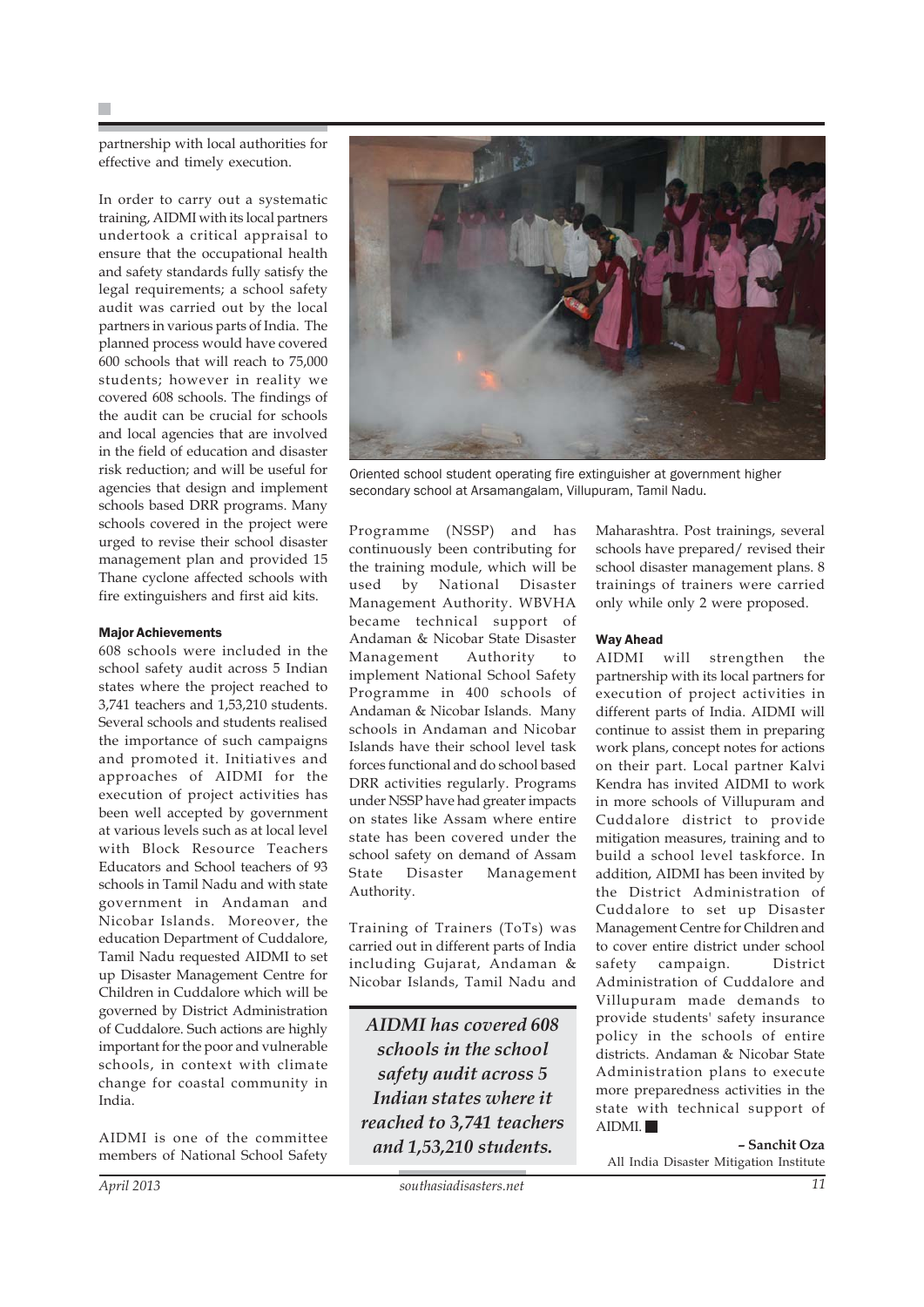partnership with local authorities for effective and timely execution.

In order to carry out a systematic training, AIDMI with its local partners undertook a critical appraisal to ensure that the occupational health and safety standards fully satisfy the legal requirements; a school safety audit was carried out by the local partners in various parts of India. The planned process would have covered 600 schools that will reach to 75,000 students; however in reality we covered 608 schools. The findings of the audit can be crucial for schools and local agencies that are involved in the field of education and disaster risk reduction; and will be useful for agencies that design and implement schools based DRR programs. Many schools covered in the project were urged to revise their school disaster management plan and provided 15 Thane cyclone affected schools with fire extinguishers and first aid kits.

Oriented school student operating fire extinguisher at government higher secondary school at Arsamangalam, Villupuram, Tamil Nadu.

#### Major Achievements

608 schools were included in the school safety audit across 5 Indian states where the project reached to 3,741 teachers and 1,53,210 students. Several schools and students realised the importance of such campaigns and promoted it. Initiatives and approaches of AIDMI for the execution of project activities has been well accepted by government at various levels such as at local level with Block Resource Teachers Educators and School teachers of 93 schools in Tamil Nadu and with state government in Andaman and Nicobar Islands. Moreover, the education Department of Cuddalore, Tamil Nadu requested AIDMI to set up Disaster Management Centre for Children in Cuddalore which will be governed by District Administration of Cuddalore. Such actions are highly important for the poor and vulnerable schools, in context with climate change for coastal community in India.

AIDMI is one of the committee members of National School Safety Programme (NSSP) and has continuously been contributing for the training module, which will be used by National Disaster Management Authority. WBVHA became technical support of Andaman & Nicobar State Disaster Management Authority to implement National School Safety Programme in 400 schools of Andaman & Nicobar Islands. Many schools in Andaman and Nicobar Islands have their school level task forces functional and do school based DRR activities regularly. Programs under NSSP have had greater impacts on states like Assam where entire state has been covered under the school safety on demand of Assam State Disaster Management Authority.

Training of Trainers (ToTs) was carried out in different parts of India including Gujarat, Andaman & Nicobar Islands, Tamil Nadu and Maharashtra. Post trainings, several schools have prepared/ revised their school disaster management plans. 8 trainings of trainers were carried only while only 2 were proposed.

***AIDMI has covered 608 schools in the school safety audit across 5 Indian states where it reached to 3,741 teachers and 1,53,210 students.***

#### Way Ahead

AIDMI will strengthen the partnership with its local partners for execution of project activities in different parts of India. AIDMI will continue to assist them in preparing work plans, concept notes for actions on their part. Local partner Kalvi Kendra has invited AIDMI to work in more schools of Villupuram and Cuddalore district to provide mitigation measures, training and to build a school level taskforce. In addition, AIDMI has been invited by the District Administration of Cuddalore to set up Disaster Management Centre for Children and to cover entire district under school safety campaign. District Administration of Cuddalore and Villupuram made demands to provide students' safety insurance policy in the schools of entire districts. Andaman & Nicobar State Administration plans to execute more preparedness activities in the state with technical support of AIDMI. ■

**– Sanchit Oza**
All India Disaster Mitigation Institute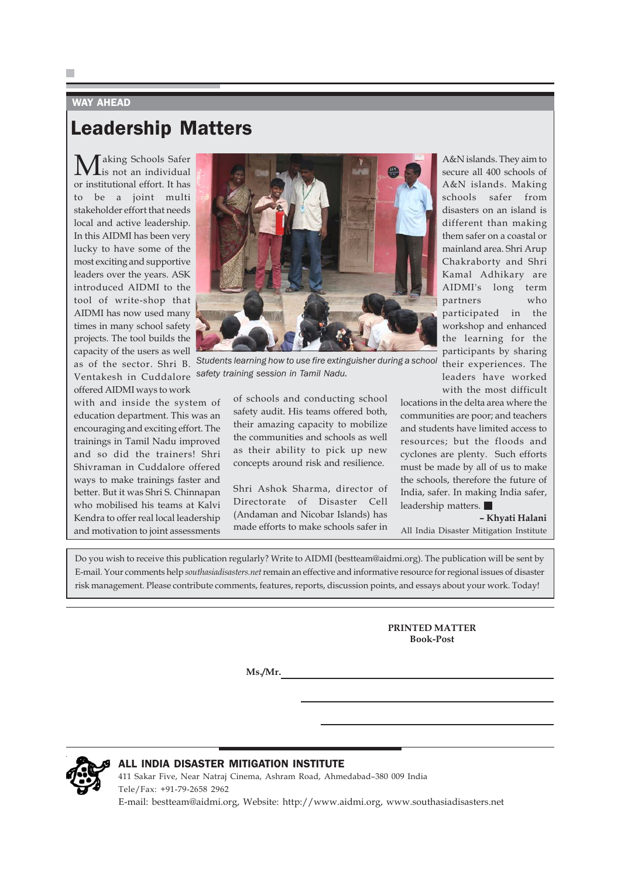WAY AHEAD

# Leadership Matters

Making Schools Safer is not an individual or institutional effort. It has to be a joint multi stakeholder effort that needs local and active leadership. In this AIDMI has been very lucky to have some of the most exciting and supportive leaders over the years. ASK introduced AIDMI to the tool of write-shop that AIDMI has now used many times in many school safety projects. The tool builds the capacity of the users as well as of the sector. Shri B. Ventakesh in Cuddalore offered AIDMI ways to work with and inside the system of education department. This was an encouraging and exciting effort. The trainings in Tamil Nadu improved and so did the trainers! Shri Shivraman in Cuddalore offered ways to make trainings faster and better. But it was Shri S. Chinnapan who mobilised his teams at Kalvi Kendra to offer real local leadership and motivation to joint assessments of schools and conducting school safety audit. His teams offered both, their amazing capacity to mobilize the communities and schools as well as their ability to pick up new concepts around risk and resilience.

*Students learning how to use fire extinguisher during a school safety training session in Tamil Nadu.*

Shri Ashok Sharma, director of Directorate of Disaster Cell (Andaman and Nicobar Islands) has made efforts to make schools safer in A&N islands. They aim to secure all 400 schools of A&N islands. Making schools safer from disasters on an island is different than making them safer on a coastal or mainland area. Shri Arup Chakraborty and Shri Kamal Adhikary are AIDMI's long term partners who participated in the workshop and enhanced the learning for the participants by sharing their experiences. The leaders have worked with the most difficult locations in the delta area where the communities are poor; and teachers and students have limited access to resources; but the floods and cyclones are plenty. Such efforts must be made by all of us to make the schools, therefore the future of India, safer. In making India safer, leadership matters. ■

**– Khyati Halani**
All India Disaster Mitigation Institute

Do you wish to receive this publication regularly? Write to AIDMI (bestteam@aidmi.org). The publication will be sent by E-mail. Your comments help *southasiadisasters.net* remain an effective and informative resource for regional issues of disaster risk management. Please contribute comments, features, reports, discussion points, and essays about your work. Today!

**PRINTED MATTER**
**Book-Post**

**Ms./Mr.** ______________________________

______________________________

______________________________

**ALL INDIA DISASTER MITIGATION INSTITUTE**
411 Sakar Five, Near Natraj Cinema, Ashram Road, Ahmedabad–380 009 India
Tele/Fax: +91-79-2658 2962
E-mail: bestteam@aidmi.org, Website: http://www.aidmi.org, www.southasiadisasters.net